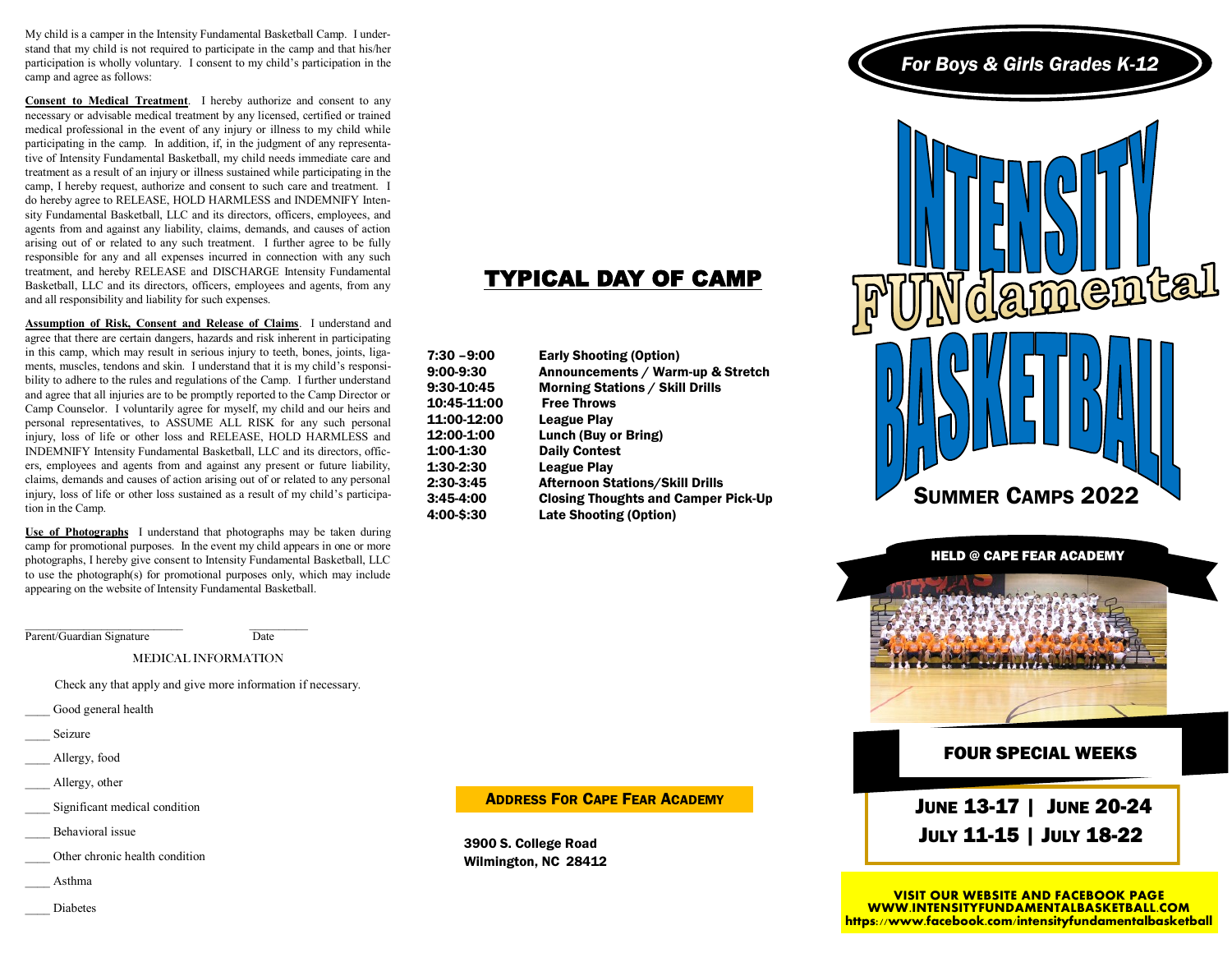My child is a camper in the Intensity Fundamental Basketball Camp. I understand that my child is not required to participate in the camp and that his/her participation is wholly voluntary. I consent to my child's participation in the camp and agree as follows:

**Consent to Medical Treatment**. I hereby authorize and consent to any necessary or advisable medical treatment by any licensed, certified or trained medical professional in the event of any injury or illness to my child while participating in the camp. In addition, if, in the judgment of any representative of Intensity Fundamental Basketball, my child needs immediate care and treatment as a result of an injury or illness sustained while participating in the camp, I hereby request, authorize and consent to such care and treatment. I do hereby agree to RELEASE, HOLD HARMLESS and INDEMNIFY Intensity Fundamental Basketball, LLC and its directors, officers, employees, and agents from and against any liability, claims, demands, and causes of action arising out of or related to any such treatment. I further agree to be fully responsible for any and all expenses incurred in connection with any such treatment, and hereby RELEASE and DISCHARGE Intensity Fundamental Basketball, LLC and its directors, officers, employees and agents, from any and all responsibility and liability for such expenses.

**Assumption of Risk, Consent and Release of Claims**. I understand and agree that there are certain dangers, hazards and risk inherent in participating in this camp, which may result in serious injury to teeth, bones, joints, ligaments, muscles, tendons and skin. I understand that it is my child's responsibility to adhere to the rules and regulations of the Camp. I further understand and agree that all injuries are to be promptly reported to the Camp Director or Camp Counselor. I voluntarily agree for myself, my child and our heirs and personal representatives, to ASSUME ALL RISK for any such personal injury, loss of life or other loss and RELEASE, HOLD HARMLESS and INDEMNIFY Intensity Fundamental Basketball, LLC and its directors, officers, employees and agents from and against any present or future liability, claims, demands and causes of action arising out of or related to any personal injury, loss of life or other loss sustained as a result of my child's participation in the Camp.

**Use of Photographs** I understand that photographs may be taken during camp for promotional purposes. In the event my child appears in one or more photographs, I hereby give consent to Intensity Fundamental Basketball, LLC to use the photograph(s) for promotional purposes only, which may include appearing on the website of Intensity Fundamental Basketball.

___________________________ __________

Parent/Guardian Signature Date

MEDICAL INFORMATION

Check any that apply and give more information if necessary.

____ Good general health

____ Seizure

____ Allergy, food

____ Allergy, other

____ Significant medical condition

____ Behavioral issue

____ Other chronic health condition

____ Asthma

____ Diabetes

# TYPICAL DAY OF CAMP

| | |
|---|---|
| 7:30 –9:00 | Early Shooting (Option) |
| 9:00-9:30 | Announcements / Warm-up & Stretch |
| 9:30-10:45 | Morning Stations / Skill Drills |
| 10:45-11:00 | Free Throws |
| 11:00-12:00 | League Play |
| 12:00-1:00 | Lunch (Buy or Bring) |
| 1:00-1:30 | Daily Contest |
| 1:30-2:30 | League Play |
| 2:30-3:45 | Afternoon Stations/Skill Drills |
| 3:45-4:00 | Closing Thoughts and Camper Pick-Up |
| 4:00-$:30 | Late Shooting (Option) |

**ADDRESS FOR CAPE FEAR ACADEMY**

3900 S. College Road
Wilmington, NC 28412

*For Boys & Girls Grades K-12*

# INTENSITY FUNdamental BASKETBALL

## SUMMER CAMPS 2022

**HELD @ CAPE FEAR ACADEMY**

## FOUR SPECIAL WEEKS

**JUNE 13-17 | JUNE 20-24**
**JULY 11-15 | JULY 18-22**

**VISIT OUR WEBSITE AND FACEBOOK PAGE**
**WWW.INTENSITYFUNDAMENTALBASKETBALL.COM**
**https://www.facebook.com/intensityfundamentalbasketball**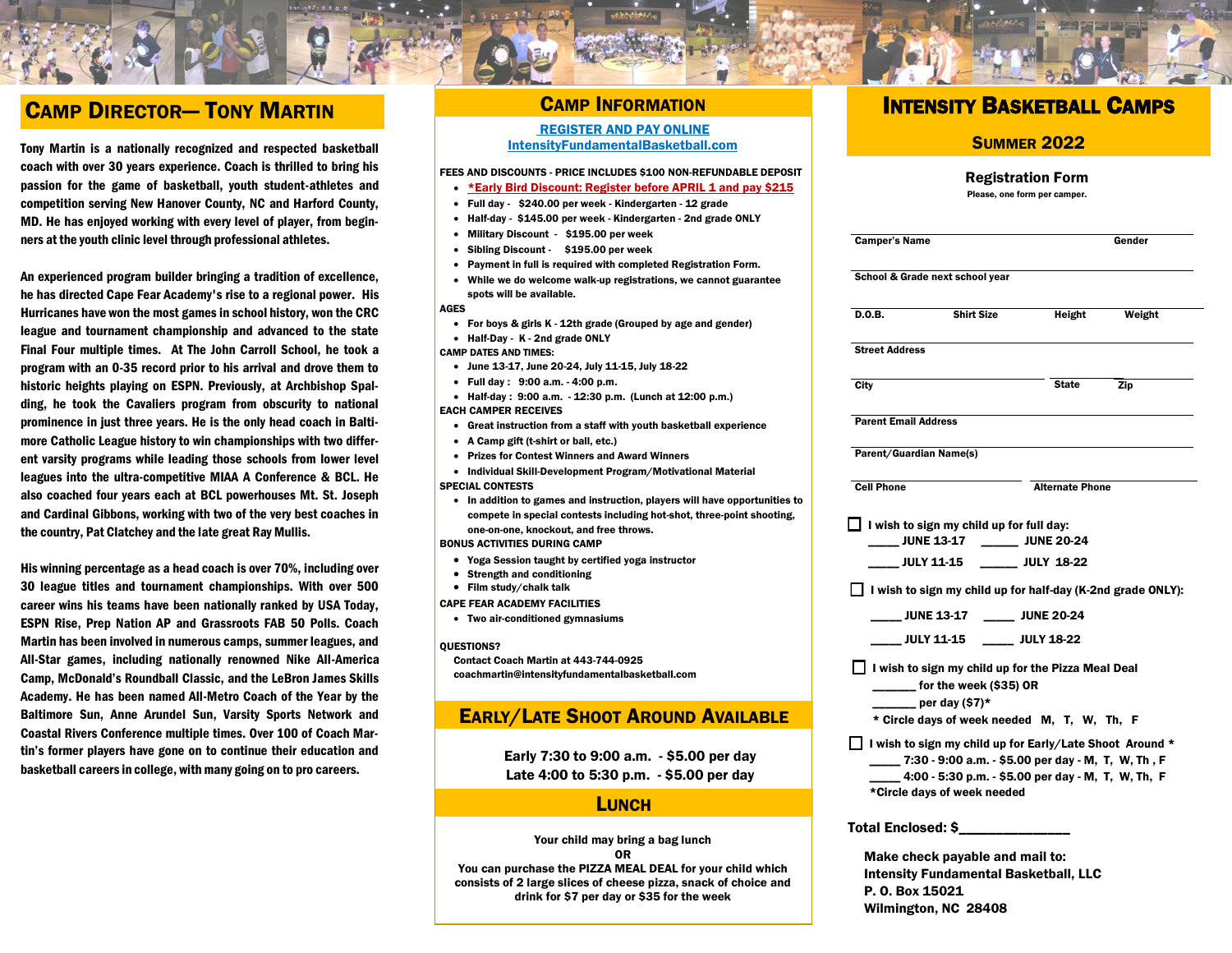## Camp Director— Tony Martin

**Tony Martin is a nationally recognized and respected basketball coach with over 30 years experience. Coach is thrilled to bring his passion for the game of basketball, youth student-athletes and competition serving New Hanover County, NC and Harford County, MD. He has enjoyed working with every level of player, from beginners at the youth clinic level through professional athletes.**

**An experienced program builder bringing a tradition of excellence, he has directed Cape Fear Academy's rise to a regional power. His Hurricanes have won the most games in school history, won the CRC league and tournament championship and advanced to the state Final Four multiple times. At The John Carroll School, he took a program with an 0-35 record prior to his arrival and drove them to historic heights playing on ESPN. Previously, at Archbishop Spalding, he took the Cavaliers program from obscurity to national prominence in just three years. He is the only head coach in Baltimore Catholic League history to win championships with two different varsity programs while leading those schools from lower level leagues into the ultra-competitive MIAA A Conference & BCL. He also coached four years each at BCL powerhouses Mt. St. Joseph and Cardinal Gibbons, working with two of the very best coaches in the country, Pat Clatchey and the late great Ray Mullis.**

**His winning percentage as a head coach is over 70%, including over 30 league titles and tournament championships. With over 500 career wins his teams have been nationally ranked by USA Today, ESPN Rise, Prep Nation AP and Grassroots FAB 50 Polls. Coach Martin has been involved in numerous camps, summer leagues, and All-Star games, including nationally renowned Nike All-America Camp, McDonald's Roundball Classic, and the LeBron James Skills Academy. He has been named All-Metro Coach of the Year by the Baltimore Sun, Anne Arundel Sun, Varsity Sports Network and Coastal Rivers Conference multiple times. Over 100 of Coach Martin's former players have gone on to continue their education and basketball careers in college, with many going on to pro careers.**

## Camp Information

**REGISTER AND PAY ONLINE**
**IntensityFundamentalBasketball.com**

**FEES AND DISCOUNTS - PRICE INCLUDES $100 NON-REFUNDABLE DEPOSIT**

- ***Early Bird Discount: Register before APRIL 1 and pay $215**
- **Full day - $240.00 per week - Kindergarten - 12 grade**
- **Half-day - $145.00 per week - Kindergarten - 2nd grade ONLY**
- **Military Discount - $195.00 per week**
- **Sibling Discount - $195.00 per week**
- **Payment in full is required with completed Registration Form.**
- **While we do welcome walk-up registrations, we cannot guarantee spots will be available.**

**AGES**

- **For boys & girls K - 12th grade (Grouped by age and gender)**
- **Half-Day - K - 2nd grade ONLY**

**CAMP DATES AND TIMES:**

- **June 13-17, June 20-24, July 11-15, July 18-22**
- **Full day : 9:00 a.m. - 4:00 p.m.**
- **Half-day : 9:00 a.m. - 12:30 p.m. (Lunch at 12:00 p.m.)**

**EACH CAMPER RECEIVES**

- **Great instruction from a staff with youth basketball experience**
- **A Camp gift (t-shirt or ball, etc.)**
- **Prizes for Contest Winners and Award Winners**
- **Individual Skill-Development Program/Motivational Material**

**SPECIAL CONTESTS**

- **In addition to games and instruction, players will have opportunities to compete in special contests including hot-shot, three-point shooting, one-on-one, knockout, and free throws.**

**BONUS ACTIVITIES DURING CAMP**

- **Yoga Session taught by certified yoga instructor**
- **Strength and conditioning**
- **Film study/chalk talk**

**CAPE FEAR ACADEMY FACILITIES**

- **Two air-conditioned gymnasiums**

**QUESTIONS?**
**Contact Coach Martin at 443-744-0925**
**coachmartin@intensityfundamentalbasketball.com**

## Early/Late Shoot Around Available

**Early 7:30 to 9:00 a.m. - $5.00 per day**
**Late 4:00 to 5:30 p.m. - $5.00 per day**

## Lunch

**Your child may bring a bag lunch**
**OR**
**You can purchase the PIZZA MEAL DEAL for your child which consists of 2 large slices of cheese pizza, snack of choice and drink for $7 per day or $35 for the week**

# Intensity Basketball Camps

## Summer 2022

### Registration Form

Please, one form per camper.

**Camper's Name** ____________________ **Gender** ________

**School & Grade next school year** ____________________

**D.O.B.** ________ **Shirt Size** ________ **Height** ________ **Weight** ________

**Street Address** ____________________

**City** ____________ **State** ______ **Zip** ______

**Parent Email Address** ____________________

**Parent/Guardian Name(s)** ____________________

**Cell Phone** ____________ **Alternate Phone** ____________

☐ **I wish to sign my child up for full day:**
**_____ JUNE 13-17 ______ JUNE 20-24**
**_____ JULY 11-15 ______ JULY 18-22**

☐ **I wish to sign my child up for half-day (K-2nd grade ONLY):**
**_____ JUNE 13-17 _____ JUNE 20-24**
**_____ JULY 11-15 _____ JULY 18-22**

☐ **I wish to sign my child up for the Pizza Meal Deal**
**_______ for the week ($35) OR**
**_______ per day ($7)***
*** Circle days of week needed M, T, W, Th, F**

☐ **I wish to sign my child up for Early/Late Shoot Around ***
**_____ 7:30 - 9:00 a.m. - $5.00 per day - M, T, W, Th , F**
**_____ 4:00 - 5:30 p.m. - $5.00 per day - M, T, W, Th, F**
***Circle days of week needed**

**Total Enclosed: $_______________**

**Make check payable and mail to:**
**Intensity Fundamental Basketball, LLC**
**P. O. Box 15021**
**Wilmington, NC 28408**